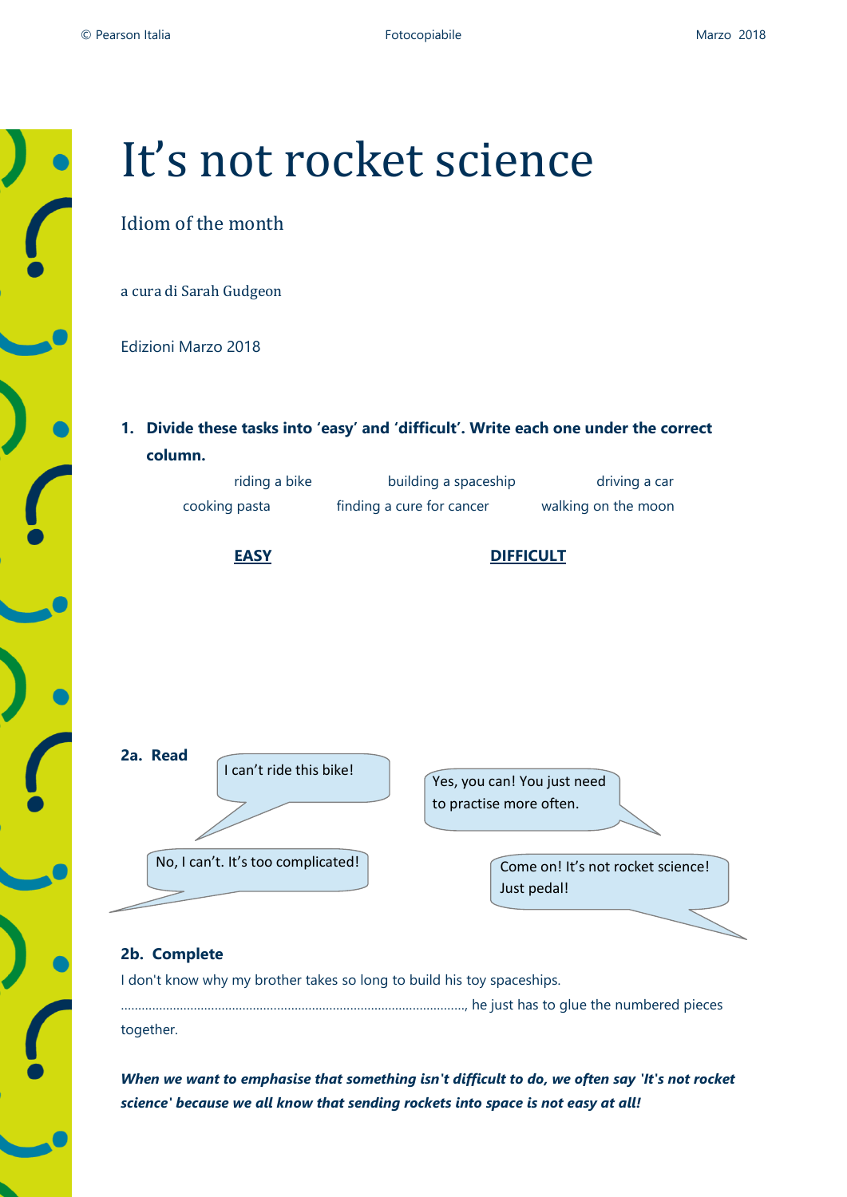# It's not rocket science

Idiom of the month

a cura di Sarah Gudgeon

Edizioni Marzo 2018

**1. Divide these tasks into 'easy' and 'difficult'. Write each one under the correct column.**

riding a bike building a spaceship driving a car
cooking pasta finding a cure for cancer walking on the moon

| **EASY** | **DIFFICULT** |
| --- | --- |
| | |

**2a. Read**

I can't ride this bike!

Yes, you can! You just need to practise more often.

No, I can't. It's too complicated!

Come on! It's not rocket science! Just pedal!

**2b. Complete**

I don't know why my brother takes so long to build his toy spaceships.
……………………………………………………………………………………, he just has to glue the numbered pieces together.

***When we want to emphasise that something isn't difficult to do, we often say 'It's not rocket science' because we all know that sending rockets into space is not easy at all!***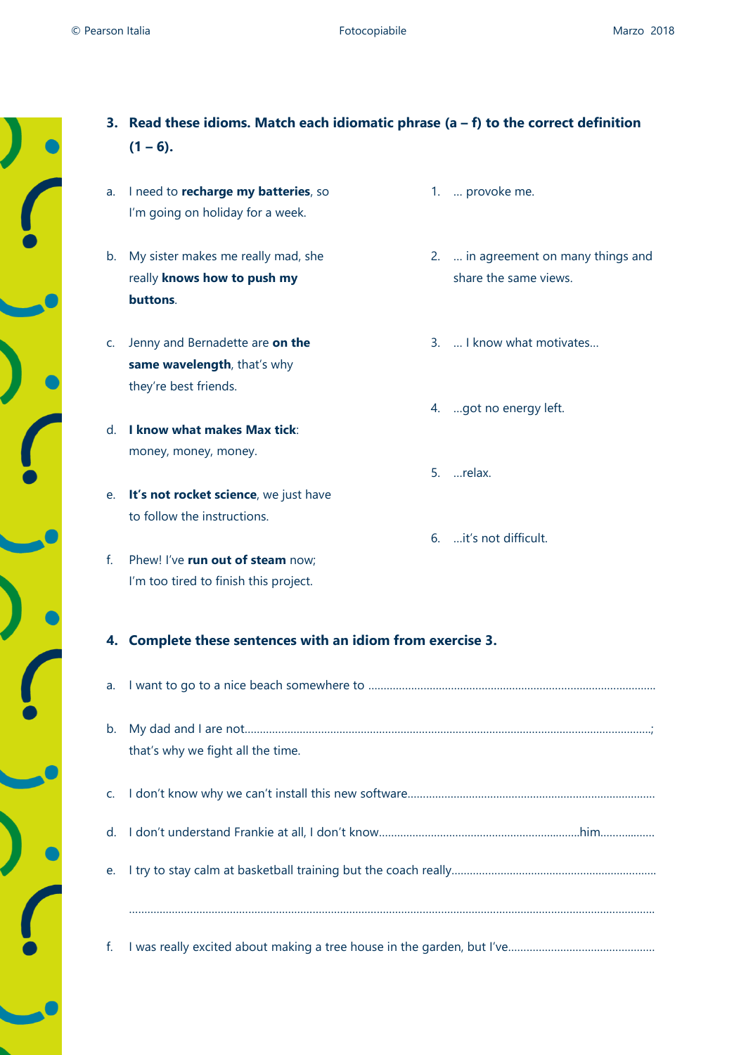### 3. Read these idioms. Match each idiomatic phrase (a – f) to the correct definition (1 – 6).

a. I need to **recharge my batteries**, so I'm going on holiday for a week.

b. My sister makes me really mad, she really **knows how to push my buttons**.

c. Jenny and Bernadette are **on the same wavelength**, that's why they're best friends.

d. **I know what makes Max tick**: money, money, money.

e. **It's not rocket science**, we just have to follow the instructions.

f. Phew! I've **run out of steam** now; I'm too tired to finish this project.

1. ... provoke me.

2. ... in agreement on many things and share the same views.

3. ... I know what motivates...

4. ...got no energy left.

5. ...relax.

6. ...it's not difficult.

### 4. Complete these sentences with an idiom from exercise 3.

a. I want to go to a nice beach somewhere to ..........................................................................................

b. My dad and I are not.................................................................................................................................; that's why we fight all the time.

c. I don't know why we can't install this new software..............................................................................

d. I don't understand Frankie at all, I don't know...............................................................him..................

e. I try to stay calm at basketball training but the coach really.................................................................

..............................................................................................................................................................

f. I was really excited about making a tree house in the garden, but I've...............................................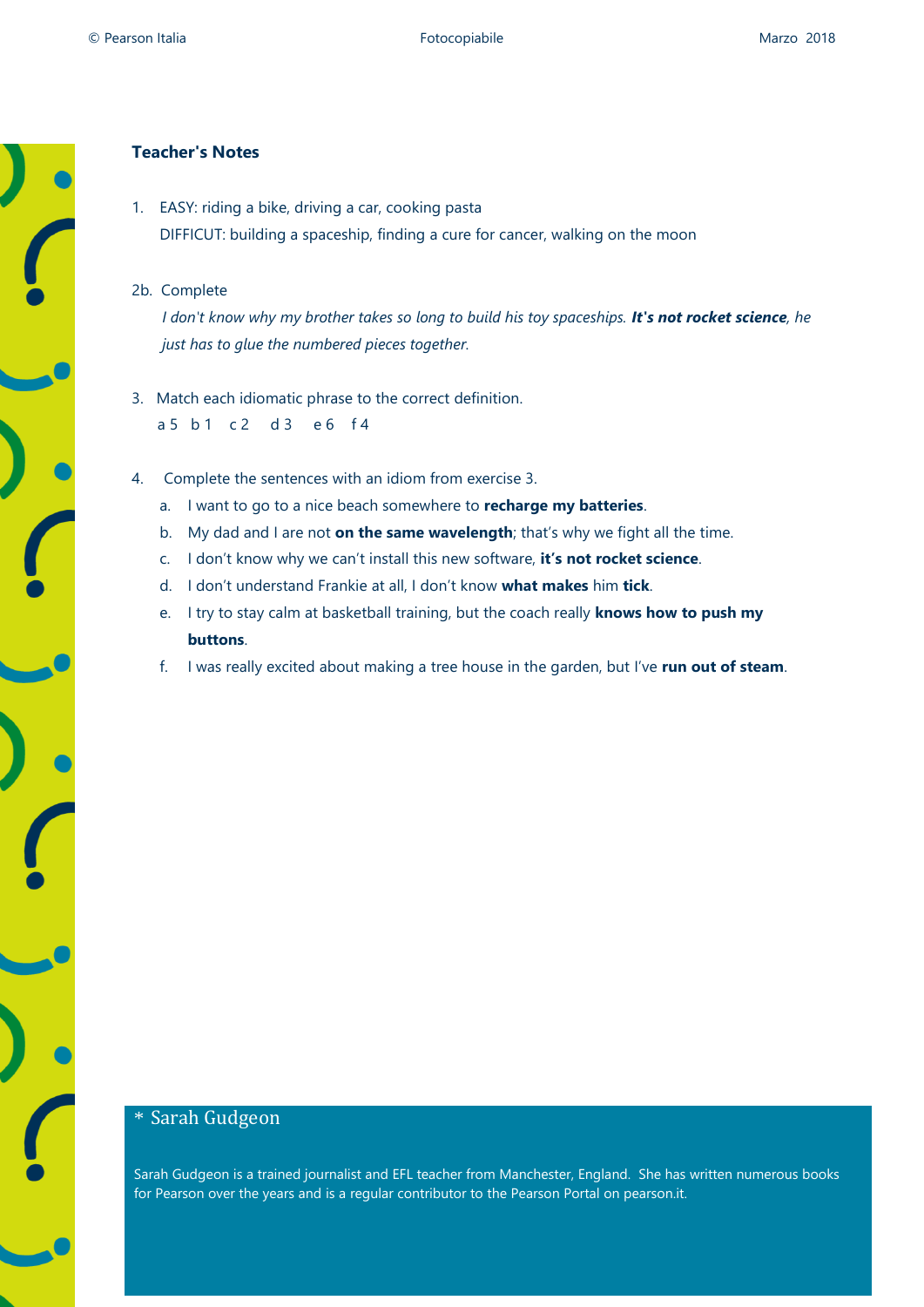**Teacher's Notes**

1. EASY: riding a bike, driving a car, cooking pasta
   DIFFICUT: building a spaceship, finding a cure for cancer, walking on the moon

2b. Complete

*I don't know why my brother takes so long to build his toy spaceships. **It's not rocket science**, he just has to glue the numbered pieces together.*

3. Match each idiomatic phrase to the correct definition.
   a 5 b 1 c 2 d 3 e 6 f 4

4. Complete the sentences with an idiom from exercise 3.
   a. I want to go to a nice beach somewhere to **recharge my batteries**.
   b. My dad and I are not **on the same wavelength**; that's why we fight all the time.
   c. I don't know why we can't install this new software, **it's not rocket science**.
   d. I don't understand Frankie at all, I don't know **what makes** him **tick**.
   e. I try to stay calm at basketball training, but the coach really **knows how to push my buttons**.
   f. I was really excited about making a tree house in the garden, but I've **run out of steam**.

\* Sarah Gudgeon

Sarah Gudgeon is a trained journalist and EFL teacher from Manchester, England. She has written numerous books for Pearson over the years and is a regular contributor to the Pearson Portal on pearson.it.